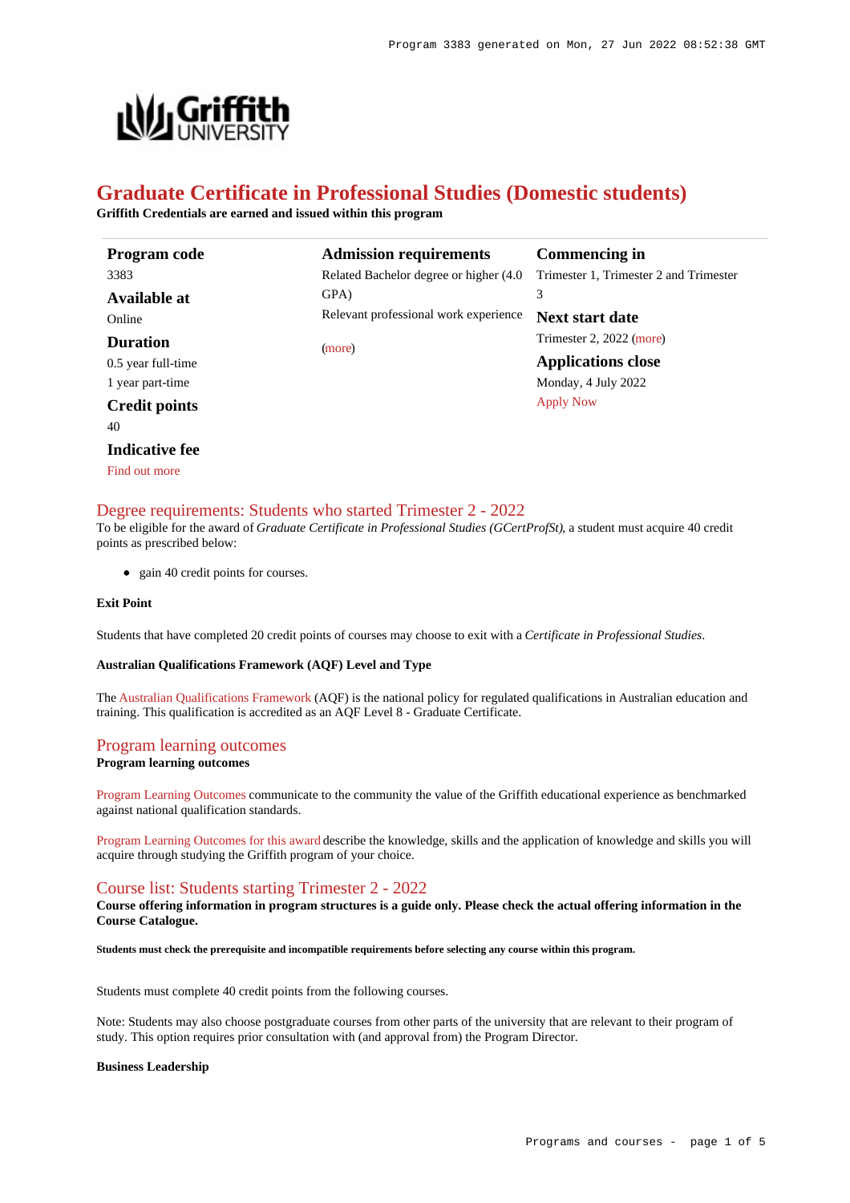# Graduate Certificate in Professional Studies (Domestic students)

**Griffith Credentials are earned and issued within this program**

### Program code
3383

### Available at
Online

### Duration
0.5 year full-time

1 year part-time

### Credit points
40

### Indicative fee
Find out more

### Admission requirements
Related Bachelor degree or higher (4.0 GPA)

Relevant professional work experience

(more)

### Commencing in
Trimester 1, Trimester 2 and Trimester 3

### Next start date
Trimester 2, 2022 (more)

### Applications close
Monday, 4 July 2022

Apply Now

## Degree requirements: Students who started Trimester 2 - 2022

To be eligible for the award of *Graduate Certificate in Professional Studies (GCertProfSt)*, a student must acquire 40 credit points as prescribed below:

- gain 40 credit points for courses.

**Exit Point**

Students that have completed 20 credit points of courses may choose to exit with a *Certificate in Professional Studies*.

**Australian Qualifications Framework (AQF) Level and Type**

The Australian Qualifications Framework (AQF) is the national policy for regulated qualifications in Australian education and training. This qualification is accredited as an AQF Level 8 - Graduate Certificate.

## Program learning outcomes

**Program learning outcomes**

Program Learning Outcomes communicate to the community the value of the Griffith educational experience as benchmarked against national qualification standards.

Program Learning Outcomes for this award describe the knowledge, skills and the application of knowledge and skills you will acquire through studying the Griffith program of your choice.

## Course list: Students starting Trimester 2 - 2022

**Course offering information in program structures is a guide only. Please check the actual offering information in the Course Catalogue.**

**Students must check the prerequisite and incompatible requirements before selecting any course within this program.**

Students must complete 40 credit points from the following courses.

Note: Students may also choose postgraduate courses from other parts of the university that are relevant to their program of study. This option requires prior consultation with (and approval from) the Program Director.

**Business Leadership**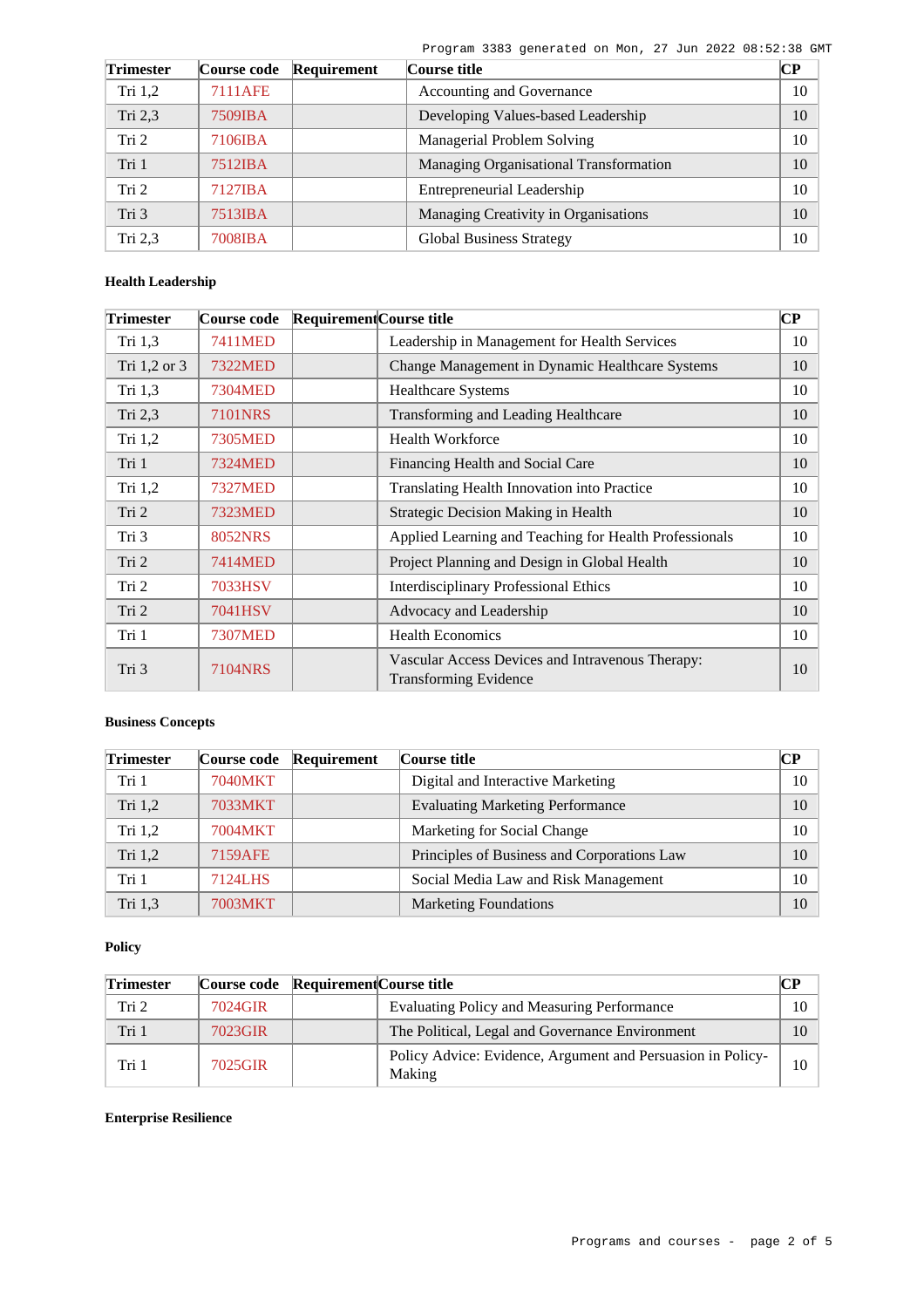| Trimester | Course code | Requirement | Course title | CP |
| --- | --- | --- | --- | --- |
| Tri 1,2 | 7111AFE | | Accounting and Governance | 10 |
| Tri 2,3 | 7509IBA | | Developing Values-based Leadership | 10 |
| Tri 2 | 7106IBA | | Managerial Problem Solving | 10 |
| Tri 1 | 7512IBA | | Managing Organisational Transformation | 10 |
| Tri 2 | 7127IBA | | Entrepreneurial Leadership | 10 |
| Tri 3 | 7513IBA | | Managing Creativity in Organisations | 10 |
| Tri 2,3 | 7008IBA | | Global Business Strategy | 10 |

**Health Leadership**

| Trimester | Course code | Requirement | Course title | CP |
| --- | --- | --- | --- | --- |
| Tri 1,3 | 7411MED | | Leadership in Management for Health Services | 10 |
| Tri 1,2 or 3 | 7322MED | | Change Management in Dynamic Healthcare Systems | 10 |
| Tri 1,3 | 7304MED | | Healthcare Systems | 10 |
| Tri 2,3 | 7101NRS | | Transforming and Leading Healthcare | 10 |
| Tri 1,2 | 7305MED | | Health Workforce | 10 |
| Tri 1 | 7324MED | | Financing Health and Social Care | 10 |
| Tri 1,2 | 7327MED | | Translating Health Innovation into Practice | 10 |
| Tri 2 | 7323MED | | Strategic Decision Making in Health | 10 |
| Tri 3 | 8052NRS | | Applied Learning and Teaching for Health Professionals | 10 |
| Tri 2 | 7414MED | | Project Planning and Design in Global Health | 10 |
| Tri 2 | 7033HSV | | Interdisciplinary Professional Ethics | 10 |
| Tri 2 | 7041HSV | | Advocacy and Leadership | 10 |
| Tri 1 | 7307MED | | Health Economics | 10 |
| Tri 3 | 7104NRS | | Vascular Access Devices and Intravenous Therapy: Transforming Evidence | 10 |

**Business Concepts**

| Trimester | Course code | Requirement | Course title | CP |
| --- | --- | --- | --- | --- |
| Tri 1 | 7040MKT | | Digital and Interactive Marketing | 10 |
| Tri 1,2 | 7033MKT | | Evaluating Marketing Performance | 10 |
| Tri 1,2 | 7004MKT | | Marketing for Social Change | 10 |
| Tri 1,2 | 7159AFE | | Principles of Business and Corporations Law | 10 |
| Tri 1 | 7124LHS | | Social Media Law and Risk Management | 10 |
| Tri 1,3 | 7003MKT | | Marketing Foundations | 10 |

**Policy**

| Trimester | Course code | Requirement | Course title | CP |
| --- | --- | --- | --- | --- |
| Tri 2 | 7024GIR | | Evaluating Policy and Measuring Performance | 10 |
| Tri 1 | 7023GIR | | The Political, Legal and Governance Environment | 10 |
| Tri 1 | 7025GIR | | Policy Advice: Evidence, Argument and Persuasion in Policy-Making | 10 |

**Enterprise Resilience**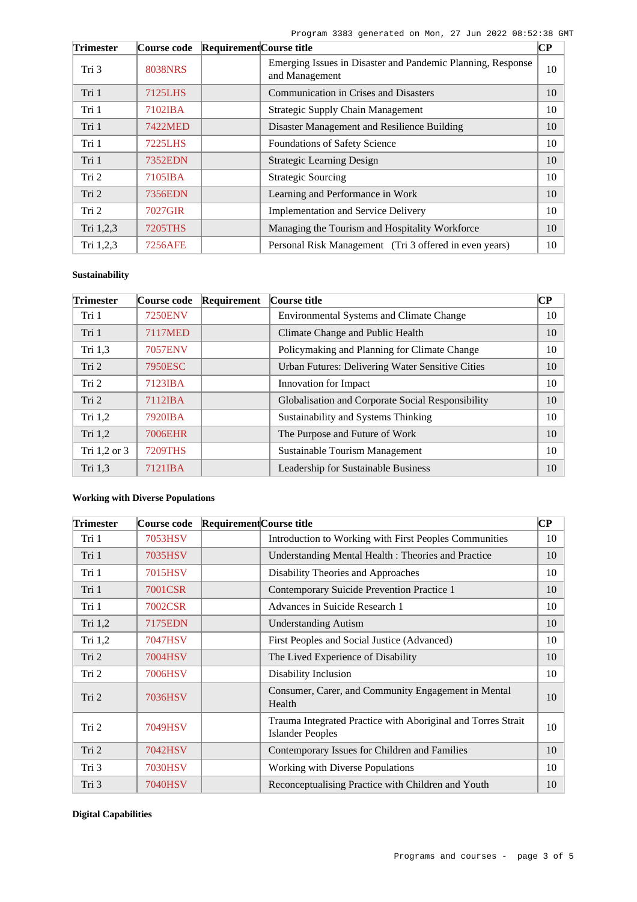| Trimester | Course code | Requirement | Course title | CP |
|---|---|---|---|---|
| Tri 3 | 8038NRS | | Emerging Issues in Disaster and Pandemic Planning, Response and Management | 10 |
| Tri 1 | 7125LHS | | Communication in Crises and Disasters | 10 |
| Tri 1 | 7102IBA | | Strategic Supply Chain Management | 10 |
| Tri 1 | 7422MED | | Disaster Management and Resilience Building | 10 |
| Tri 1 | 7225LHS | | Foundations of Safety Science | 10 |
| Tri 1 | 7352EDN | | Strategic Learning Design | 10 |
| Tri 2 | 7105IBA | | Strategic Sourcing | 10 |
| Tri 2 | 7356EDN | | Learning and Performance in Work | 10 |
| Tri 2 | 7027GIR | | Implementation and Service Delivery | 10 |
| Tri 1,2,3 | 7205THS | | Managing the Tourism and Hospitality Workforce | 10 |
| Tri 1,2,3 | 7256AFE | | Personal Risk Management (Tri 3 offered in even years) | 10 |

**Sustainability**

| Trimester | Course code | Requirement | Course title | CP |
|---|---|---|---|---|
| Tri 1 | 7250ENV | | Environmental Systems and Climate Change | 10 |
| Tri 1 | 7117MED | | Climate Change and Public Health | 10 |
| Tri 1,3 | 7057ENV | | Policymaking and Planning for Climate Change | 10 |
| Tri 2 | 7950ESC | | Urban Futures: Delivering Water Sensitive Cities | 10 |
| Tri 2 | 7123IBA | | Innovation for Impact | 10 |
| Tri 2 | 7112IBA | | Globalisation and Corporate Social Responsibility | 10 |
| Tri 1,2 | 7920IBA | | Sustainability and Systems Thinking | 10 |
| Tri 1,2 | 7006EHR | | The Purpose and Future of Work | 10 |
| Tri 1,2 or 3 | 7209THS | | Sustainable Tourism Management | 10 |
| Tri 1,3 | 7121IBA | | Leadership for Sustainable Business | 10 |

**Working with Diverse Populations**

| Trimester | Course code | Requirement | Course title | CP |
|---|---|---|---|---|
| Tri 1 | 7053HSV | | Introduction to Working with First Peoples Communities | 10 |
| Tri 1 | 7035HSV | | Understanding Mental Health : Theories and Practice | 10 |
| Tri 1 | 7015HSV | | Disability Theories and Approaches | 10 |
| Tri 1 | 7001CSR | | Contemporary Suicide Prevention Practice 1 | 10 |
| Tri 1 | 7002CSR | | Advances in Suicide Research 1 | 10 |
| Tri 1,2 | 7175EDN | | Understanding Autism | 10 |
| Tri 1,2 | 7047HSV | | First Peoples and Social Justice (Advanced) | 10 |
| Tri 2 | 7004HSV | | The Lived Experience of Disability | 10 |
| Tri 2 | 7006HSV | | Disability Inclusion | 10 |
| Tri 2 | 7036HSV | | Consumer, Carer, and Community Engagement in Mental Health | 10 |
| Tri 2 | 7049HSV | | Trauma Integrated Practice with Aboriginal and Torres Strait Islander Peoples | 10 |
| Tri 2 | 7042HSV | | Contemporary Issues for Children and Families | 10 |
| Tri 3 | 7030HSV | | Working with Diverse Populations | 10 |
| Tri 3 | 7040HSV | | Reconceptualising Practice with Children and Youth | 10 |

**Digital Capabilities**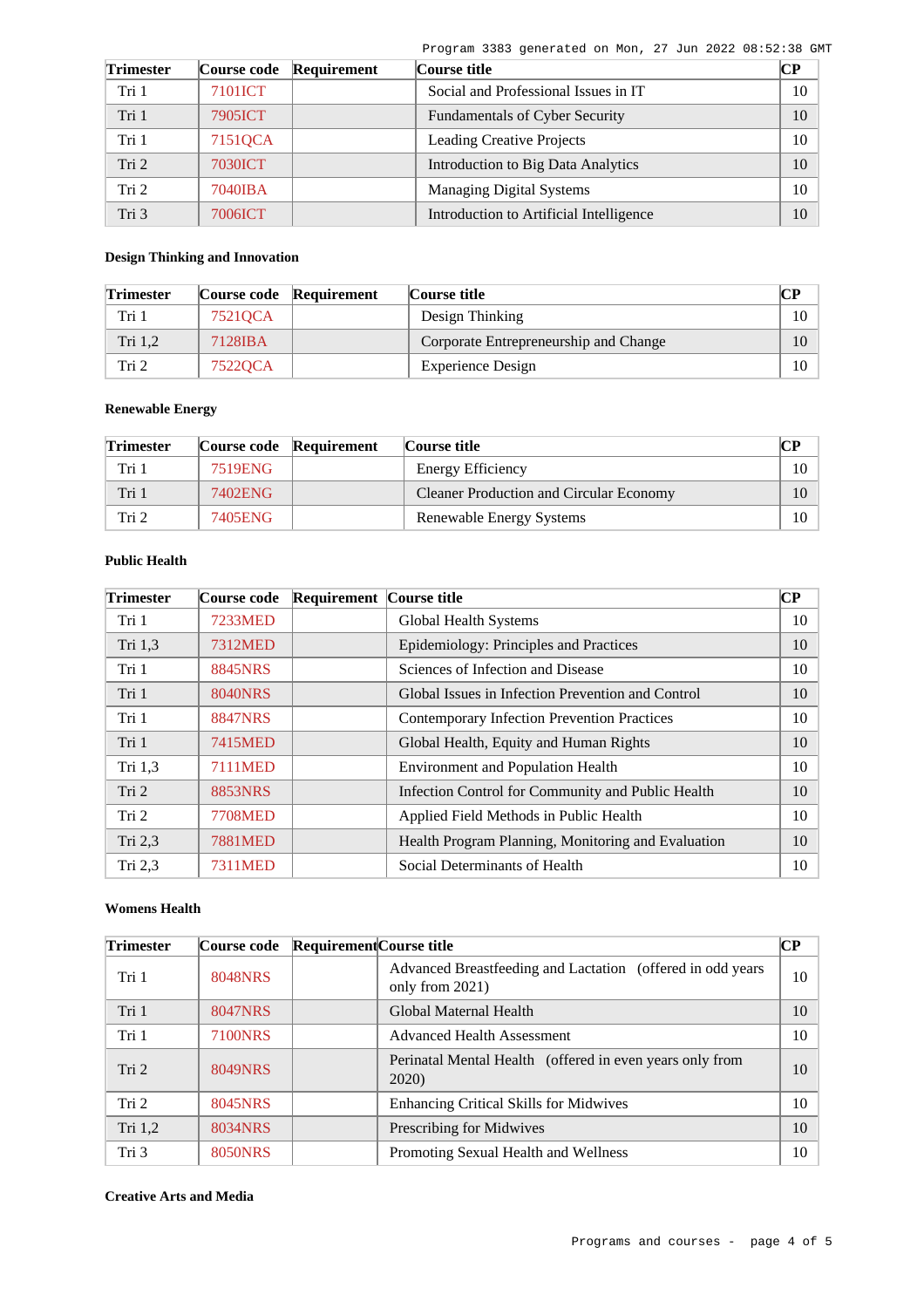| Trimester | Course code | Requirement | Course title | CP |
|---|---|---|---|---|
| Tri 1 | 7101ICT | | Social and Professional Issues in IT | 10 |
| Tri 1 | 7905ICT | | Fundamentals of Cyber Security | 10 |
| Tri 1 | 7151QCA | | Leading Creative Projects | 10 |
| Tri 2 | 7030ICT | | Introduction to Big Data Analytics | 10 |
| Tri 2 | 7040IBA | | Managing Digital Systems | 10 |
| Tri 3 | 7006ICT | | Introduction to Artificial Intelligence | 10 |

**Design Thinking and Innovation**

| Trimester | Course code | Requirement | Course title | CP |
|---|---|---|---|---|
| Tri 1 | 7521QCA | | Design Thinking | 10 |
| Tri 1,2 | 7128IBA | | Corporate Entrepreneurship and Change | 10 |
| Tri 2 | 7522QCA | | Experience Design | 10 |

**Renewable Energy**

| Trimester | Course code | Requirement | Course title | CP |
|---|---|---|---|---|
| Tri 1 | 7519ENG | | Energy Efficiency | 10 |
| Tri 1 | 7402ENG | | Cleaner Production and Circular Economy | 10 |
| Tri 2 | 7405ENG | | Renewable Energy Systems | 10 |

**Public Health**

| Trimester | Course code | Requirement | Course title | CP |
|---|---|---|---|---|
| Tri 1 | 7233MED | | Global Health Systems | 10 |
| Tri 1,3 | 7312MED | | Epidemiology: Principles and Practices | 10 |
| Tri 1 | 8845NRS | | Sciences of Infection and Disease | 10 |
| Tri 1 | 8040NRS | | Global Issues in Infection Prevention and Control | 10 |
| Tri 1 | 8847NRS | | Contemporary Infection Prevention Practices | 10 |
| Tri 1 | 7415MED | | Global Health, Equity and Human Rights | 10 |
| Tri 1,3 | 7111MED | | Environment and Population Health | 10 |
| Tri 2 | 8853NRS | | Infection Control for Community and Public Health | 10 |
| Tri 2 | 7708MED | | Applied Field Methods in Public Health | 10 |
| Tri 2,3 | 7881MED | | Health Program Planning, Monitoring and Evaluation | 10 |
| Tri 2,3 | 7311MED | | Social Determinants of Health | 10 |

**Womens Health**

| Trimester | Course code | Requirement | Course title | CP |
|---|---|---|---|---|
| Tri 1 | 8048NRS | | Advanced Breastfeeding and Lactation (offered in odd years only from 2021) | 10 |
| Tri 1 | 8047NRS | | Global Maternal Health | 10 |
| Tri 1 | 7100NRS | | Advanced Health Assessment | 10 |
| Tri 2 | 8049NRS | | Perinatal Mental Health (offered in even years only from 2020) | 10 |
| Tri 2 | 8045NRS | | Enhancing Critical Skills for Midwives | 10 |
| Tri 1,2 | 8034NRS | | Prescribing for Midwives | 10 |
| Tri 3 | 8050NRS | | Promoting Sexual Health and Wellness | 10 |

**Creative Arts and Media**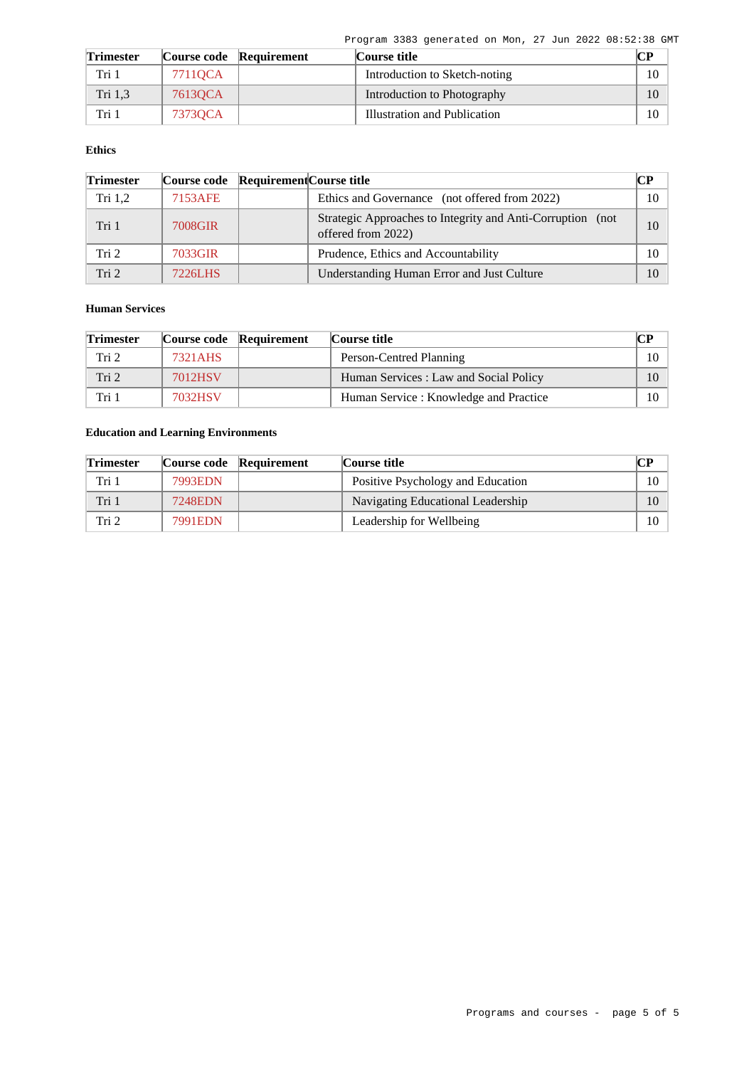| Trimester | Course code | Requirement | Course title | CP |
|---|---|---|---|---|
| Tri 1 | 7711QCA | | Introduction to Sketch-noting | 10 |
| Tri 1,3 | 7613QCA | | Introduction to Photography | 10 |
| Tri 1 | 7373QCA | | Illustration and Publication | 10 |

**Ethics**

| Trimester | Course code | Requirement | Course title | CP |
|---|---|---|---|---|
| Tri 1,2 | 7153AFE | | Ethics and Governance (not offered from 2022) | 10 |
| Tri 1 | 7008GIR | | Strategic Approaches to Integrity and Anti-Corruption (not offered from 2022) | 10 |
| Tri 2 | 7033GIR | | Prudence, Ethics and Accountability | 10 |
| Tri 2 | 7226LHS | | Understanding Human Error and Just Culture | 10 |

**Human Services**

| Trimester | Course code | Requirement | Course title | CP |
|---|---|---|---|---|
| Tri 2 | 7321AHS | | Person-Centred Planning | 10 |
| Tri 2 | 7012HSV | | Human Services : Law and Social Policy | 10 |
| Tri 1 | 7032HSV | | Human Service : Knowledge and Practice | 10 |

**Education and Learning Environments**

| Trimester | Course code | Requirement | Course title | CP |
|---|---|---|---|---|
| Tri 1 | 7993EDN | | Positive Psychology and Education | 10 |
| Tri 1 | 7248EDN | | Navigating Educational Leadership | 10 |
| Tri 2 | 7991EDN | | Leadership for Wellbeing | 10 |